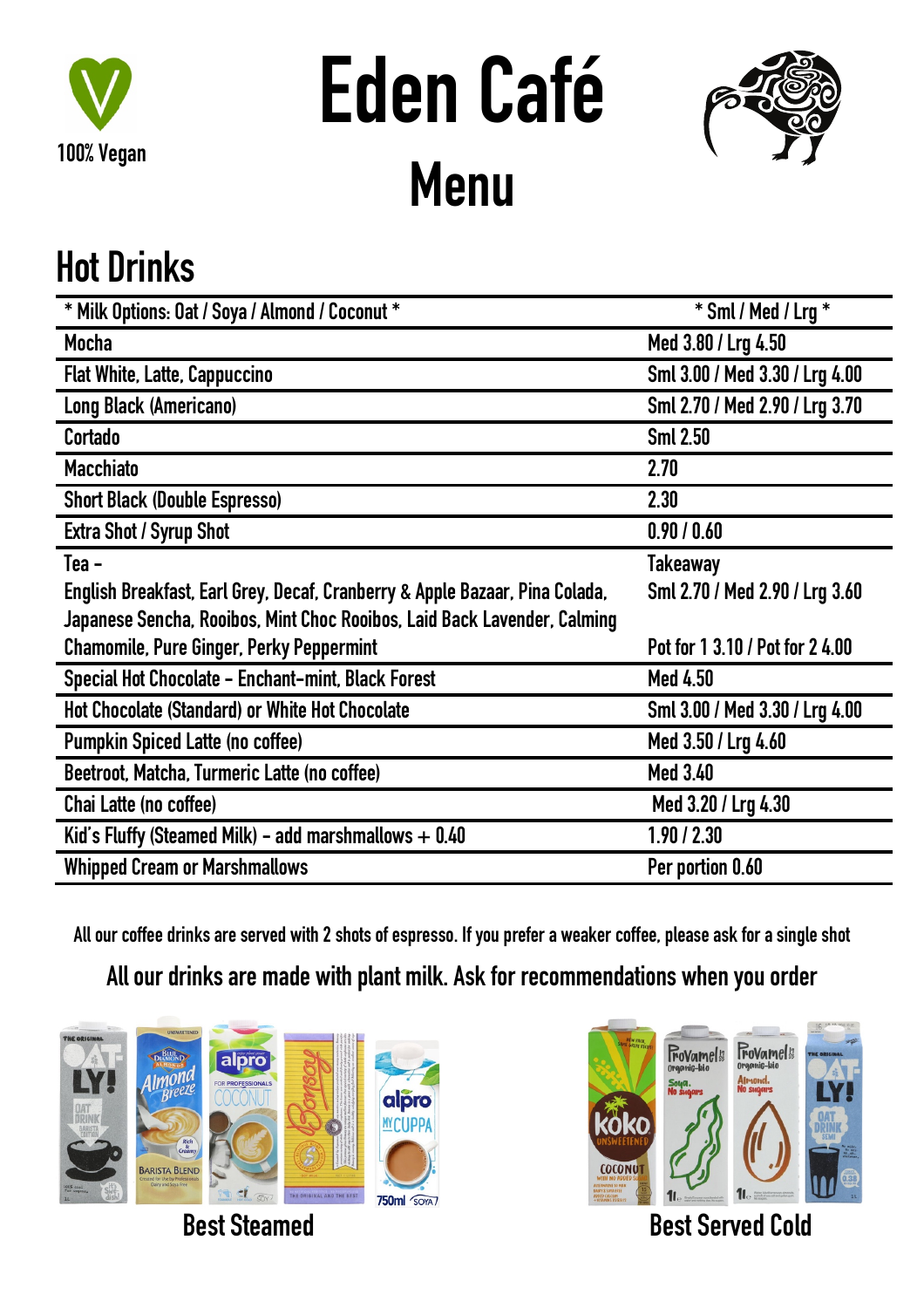100% Vegan

# Eden Café

# Menu

## Hot Drinks

| * Milk Options: Oat / Soya / Almond / Coconut * | * Sml / Med / Lrg * |
|---|---|
| Mocha | Med 3.80 / Lrg 4.50 |
| Flat White, Latte, Cappuccino | Sml 3.00 / Med 3.30 / Lrg 4.00 |
| Long Black (Americano) | Sml 2.70 / Med 2.90 / Lrg 3.70 |
| Cortado | Sml 2.50 |
| Macchiato | 2.70 |
| Short Black (Double Espresso) | 2.30 |
| Extra Shot / Syrup Shot | 0.90 / 0.60 |
| Tea – English Breakfast, Earl Grey, Decaf, Cranberry & Apple Bazaar, Pina Colada, Japanese Sencha, Rooibos, Mint Choc Rooibos, Laid Back Lavender, Calming Chamomile, Pure Ginger, Perky Peppermint | Takeaway Sml 2.70 / Med 2.90 / Lrg 3.60 Pot for 1 3.10 / Pot for 2 4.00 |
| Special Hot Chocolate – Enchant-mint, Black Forest | Med 4.50 |
| Hot Chocolate (Standard) or White Hot Chocolate | Sml 3.00 / Med 3.30 / Lrg 4.00 |
| Pumpkin Spiced Latte (no coffee) | Med 3.50 / Lrg 4.60 |
| Beetroot, Matcha, Turmeric Latte (no coffee) | Med 3.40 |
| Chai Latte (no coffee) | Med 3.20 / Lrg 4.30 |
| Kid's Fluffy (Steamed Milk) – add marshmallows + 0.40 | 1.90 / 2.30 |
| Whipped Cream or Marshmallows | Per portion 0.60 |

All our coffee drinks are served with 2 shots of espresso. If you prefer a weaker coffee, please ask for a single shot

**All our drinks are made with plant milk. Ask for recommendations when you order**

Best Steamed

Best Served Cold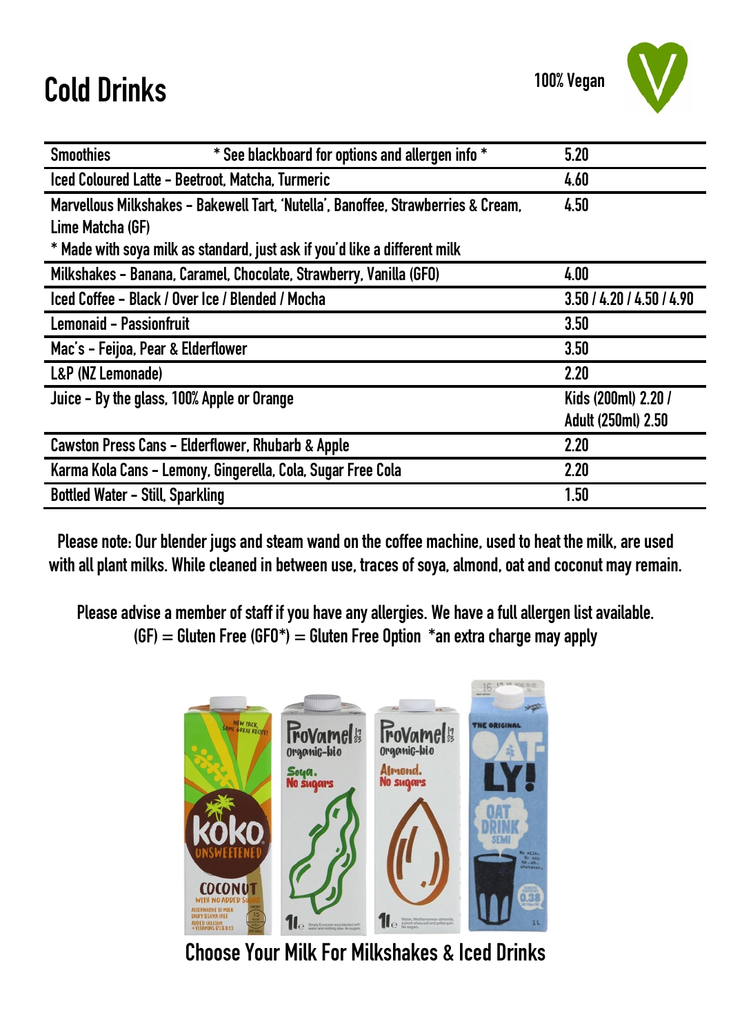# Cold Drinks

100% Vegan

| | |
|---|---|
| Smoothies * See blackboard for options and allergen info * | 5.20 |
| Iced Coloured Latte – Beetroot, Matcha, Turmeric | 4.60 |
| Marvellous Milkshakes – Bakewell Tart, 'Nutella', Banoffee, Strawberries & Cream, Lime Matcha (GF)<br>* Made with soya milk as standard, just ask if you'd like a different milk | 4.50 |
| Milkshakes – Banana, Caramel, Chocolate, Strawberry, Vanilla (GFO) | 4.00 |
| Iced Coffee – Black / Over Ice / Blended / Mocha | 3.50 / 4.20 / 4.50 / 4.90 |
| Lemonaid – Passionfruit | 3.50 |
| Mac's – Feijoa, Pear & Elderflower | 3.50 |
| L&P (NZ Lemonade) | 2.20 |
| Juice – By the glass, 100% Apple or Orange | Kids (200ml) 2.20 / Adult (250ml) 2.50 |
| Cawston Press Cans – Elderflower, Rhubarb & Apple | 2.20 |
| Karma Kola Cans – Lemony, Gingerella, Cola, Sugar Free Cola | 2.20 |
| Bottled Water – Still, Sparkling | 1.50 |

Please note: Our blender jugs and steam wand on the coffee machine, used to heat the milk, are used with all plant milks. While cleaned in between use, traces of soya, almond, oat and coconut may remain.

Please advise a member of staff if you have any allergies. We have a full allergen list available.
(GF) = Gluten Free (GFO*) = Gluten Free Option *an extra charge may apply

Choose Your Milk For Milkshakes & Iced Drinks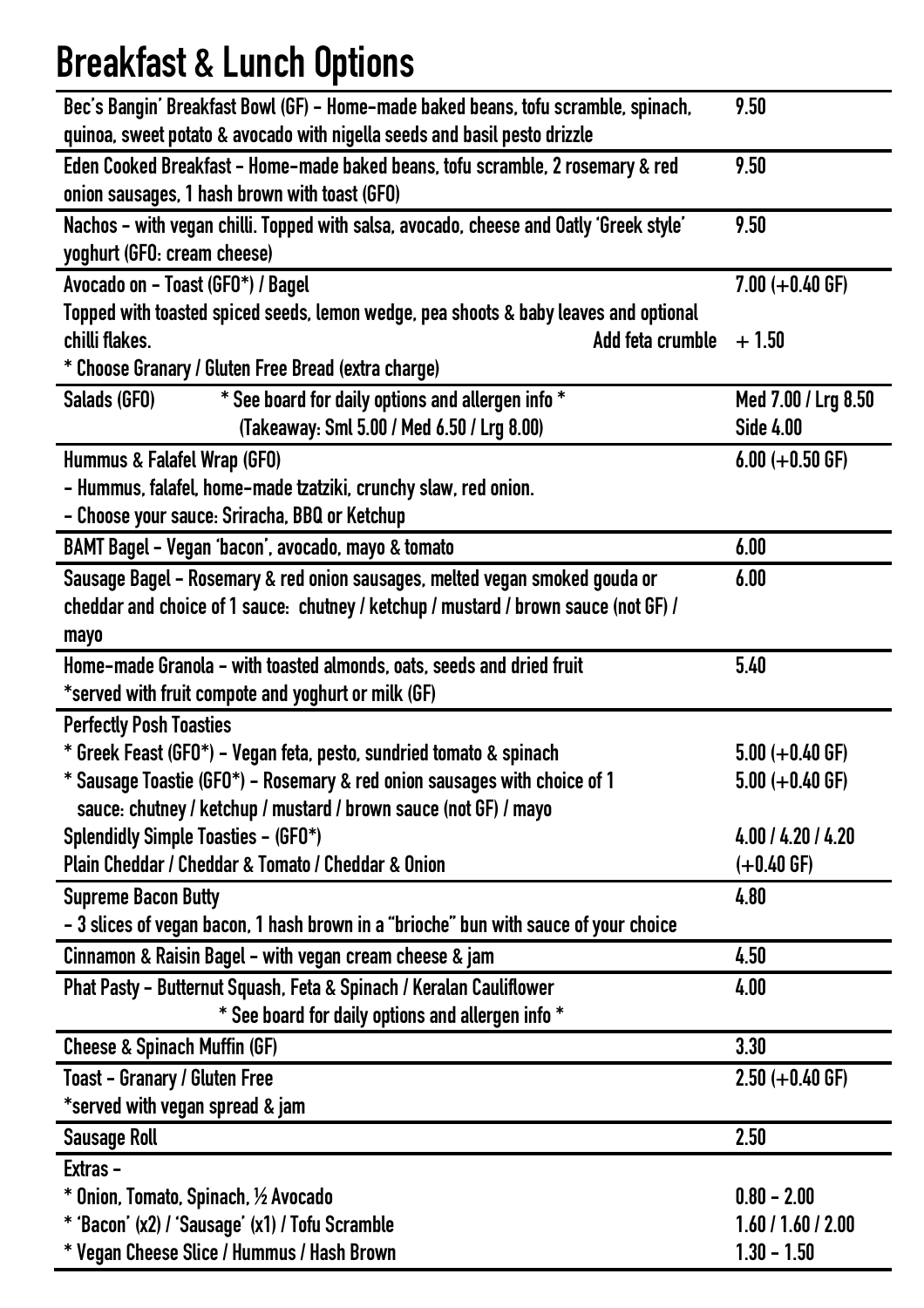# Breakfast & Lunch Options

| Item | Price |
|---|---|
| Bec's Bangin' Breakfast Bowl (GF) – Home-made baked beans, tofu scramble, spinach, quinoa, sweet potato & avocado with nigella seeds and basil pesto drizzle | 9.50 |
| Eden Cooked Breakfast – Home-made baked beans, tofu scramble, 2 rosemary & red onion sausages, 1 hash brown with toast (GFO) | 9.50 |
| Nachos – with vegan chilli. Topped with salsa, avocado, cheese and Oatly 'Greek style' yoghurt (GFO: cream cheese) | 9.50 |
| Avocado on – Toast (GFO*) / Bagel<br>Topped with toasted spiced seeds, lemon wedge, pea shoots & baby leaves and optional chilli flakes. Add feta crumble<br>* Choose Granary / Gluten Free Bread (extra charge) | 7.00 (+0.40 GF)<br>+ 1.50 |
| Salads (GFO) * See board for daily options and allergen info *<br>(Takeaway: Sml 5.00 / Med 6.50 / Lrg 8.00) | Med 7.00 / Lrg 8.50<br>Side 4.00 |
| Hummus & Falafel Wrap (GFO)<br>– Hummus, falafel, home-made tzatziki, crunchy slaw, red onion.<br>– Choose your sauce: Sriracha, BBQ or Ketchup | 6.00 (+0.50 GF) |
| BAMT Bagel – Vegan 'bacon', avocado, mayo & tomato | 6.00 |
| Sausage Bagel – Rosemary & red onion sausages, melted vegan smoked gouda or cheddar and choice of 1 sauce: chutney / ketchup / mustard / brown sauce (not GF) / mayo | 6.00 |
| Home-made Granola – with toasted almonds, oats, seeds and dried fruit<br>*served with fruit compote and yoghurt or milk (GF) | 5.40 |
| Perfectly Posh Toasties<br>* Greek Feast (GFO*) – Vegan feta, pesto, sundried tomato & spinach<br>* Sausage Toastie (GFO*) – Rosemary & red onion sausages with choice of 1 sauce: chutney / ketchup / mustard / brown sauce (not GF) / mayo<br>Splendidly Simple Toasties – (GFO*)<br>Plain Cheddar / Cheddar & Tomato / Cheddar & Onion | <br>5.00 (+0.40 GF)<br>5.00 (+0.40 GF)<br><br>4.00 / 4.20 / 4.20<br>(+0.40 GF) |
| Supreme Bacon Butty<br>– 3 slices of vegan bacon, 1 hash brown in a "brioche" bun with sauce of your choice | 4.80 |
| Cinnamon & Raisin Bagel – with vegan cream cheese & jam | 4.50 |
| Phat Pasty – Butternut Squash, Feta & Spinach / Keralan Cauliflower<br>* See board for daily options and allergen info * | 4.00 |
| Cheese & Spinach Muffin (GF) | 3.30 |
| Toast – Granary / Gluten Free<br>*served with vegan spread & jam | 2.50 (+0.40 GF) |
| Sausage Roll | 2.50 |
| Extras –<br>* Onion, Tomato, Spinach, ½ Avocado<br>* 'Bacon' (x2) / 'Sausage' (x1) / Tofu Scramble<br>* Vegan Cheese Slice / Hummus / Hash Brown | <br>0.80 – 2.00<br>1.60 / 1.60 / 2.00<br>1.30 – 1.50 |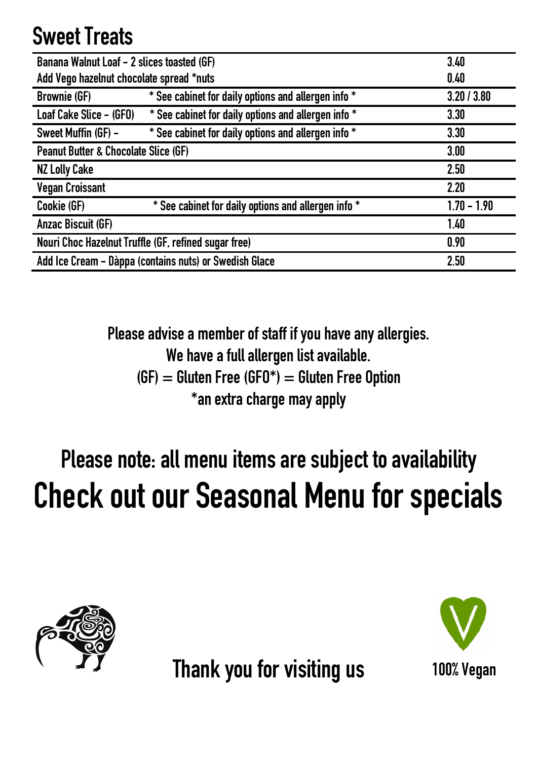# Sweet Treats

| | | |
|---|---|---|
| Banana Walnut Loaf - 2 slices toasted (GF) | | 3.40 |
| Add Vego hazelnut chocolate spread *nuts | | 0.40 |
| Brownie (GF) | * See cabinet for daily options and allergen info * | 3.20 / 3.80 |
| Loaf Cake Slice - (GFO) | * See cabinet for daily options and allergen info * | 3.30 |
| Sweet Muffin (GF) - | * See cabinet for daily options and allergen info * | 3.30 |
| Peanut Butter & Chocolate Slice (GF) | | 3.00 |
| NZ Lolly Cake | | 2.50 |
| Vegan Croissant | | 2.20 |
| Cookie (GF) | * See cabinet for daily options and allergen info * | 1.70 - 1.90 |
| Anzac Biscuit (GF) | | 1.40 |
| Nouri Choc Hazelnut Truffle (GF, refined sugar free) | | 0.90 |
| Add Ice Cream - Dàppa (contains nuts) or Swedish Glace | | 2.50 |

**Please advise a member of staff if you have any allergies.**
**We have a full allergen list available.**
**(GF) = Gluten Free (GFO*) = Gluten Free Option**
***an extra charge may apply**

## Please note: all menu items are subject to availability

# Check out our Seasonal Menu for specials

**Thank you for visiting us**

**100% Vegan**